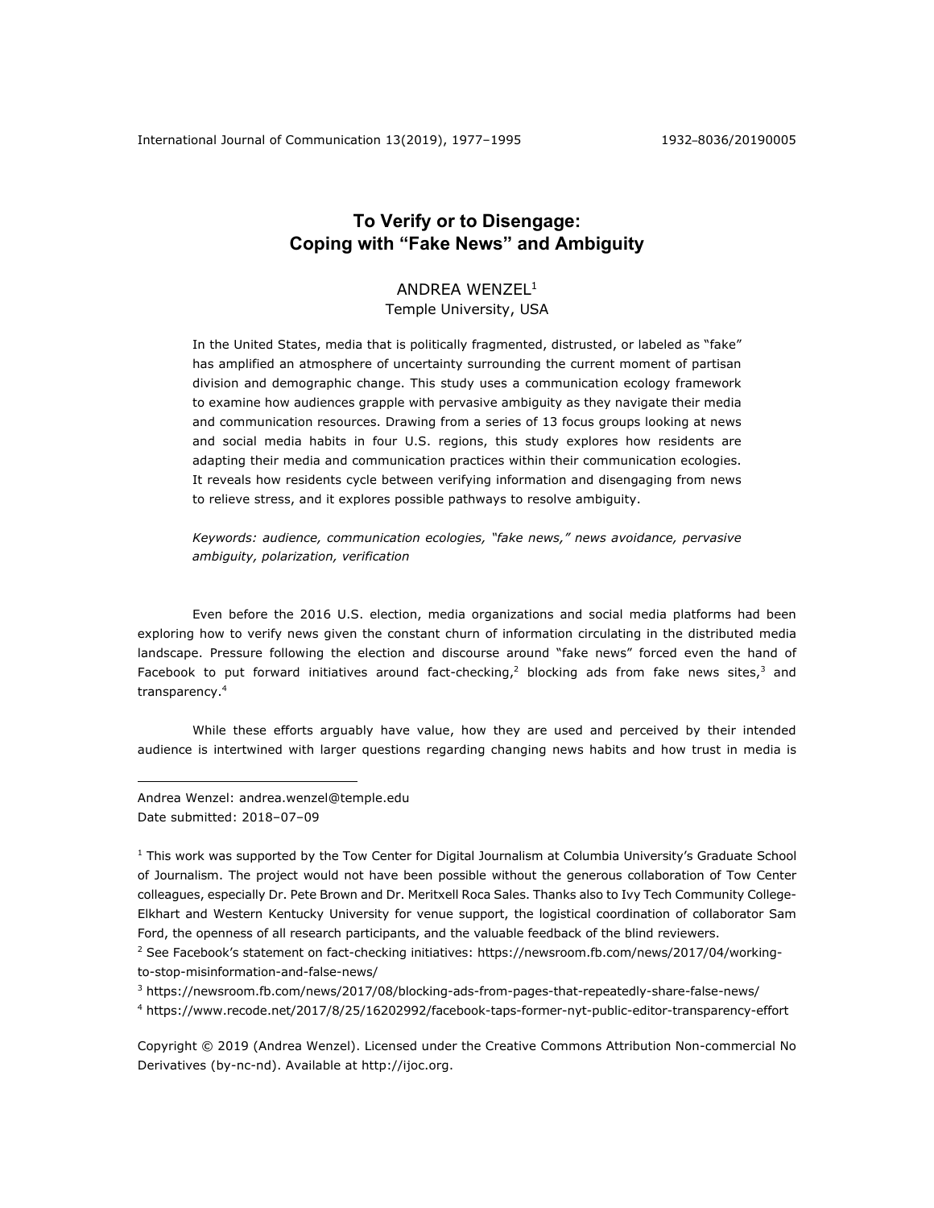# To Verify or to Disengage: Coping with "Fake News" and Ambiguity

ANDREA WENZEL[1]
Temple University, USA

In the United States, media that is politically fragmented, distrusted, or labeled as "fake" has amplified an atmosphere of uncertainty surrounding the current moment of partisan division and demographic change. This study uses a communication ecology framework to examine how audiences grapple with pervasive ambiguity as they navigate their media and communication resources. Drawing from a series of 13 focus groups looking at news and social media habits in four U.S. regions, this study explores how residents are adapting their media and communication practices within their communication ecologies. It reveals how residents cycle between verifying information and disengaging from news to relieve stress, and it explores possible pathways to resolve ambiguity.

*Keywords: audience, communication ecologies, "fake news," news avoidance, pervasive ambiguity, polarization, verification*

Even before the 2016 U.S. election, media organizations and social media platforms had been exploring how to verify news given the constant churn of information circulating in the distributed media landscape. Pressure following the election and discourse around "fake news" forced even the hand of Facebook to put forward initiatives around fact-checking,[2] blocking ads from fake news sites,[3] and transparency.[4]

While these efforts arguably have value, how they are used and perceived by their intended audience is intertwined with larger questions regarding changing news habits and how trust in media is

---

Andrea Wenzel: andrea.wenzel@temple.edu
Date submitted: 2018–07–09

[1] This work was supported by the Tow Center for Digital Journalism at Columbia University's Graduate School of Journalism. The project would not have been possible without the generous collaboration of Tow Center colleagues, especially Dr. Pete Brown and Dr. Meritxell Roca Sales. Thanks also to Ivy Tech Community College-Elkhart and Western Kentucky University for venue support, the logistical coordination of collaborator Sam Ford, the openness of all research participants, and the valuable feedback of the blind reviewers.

[2] See Facebook's statement on fact-checking initiatives: https://newsroom.fb.com/news/2017/04/working-to-stop-misinformation-and-false-news/

[3] https://newsroom.fb.com/news/2017/08/blocking-ads-from-pages-that-repeatedly-share-false-news/

[4] https://www.recode.net/2017/8/25/16202992/facebook-taps-former-nyt-public-editor-transparency-effort

Copyright © 2019 (Andrea Wenzel). Licensed under the Creative Commons Attribution Non-commercial No Derivatives (by-nc-nd). Available at http://ijoc.org.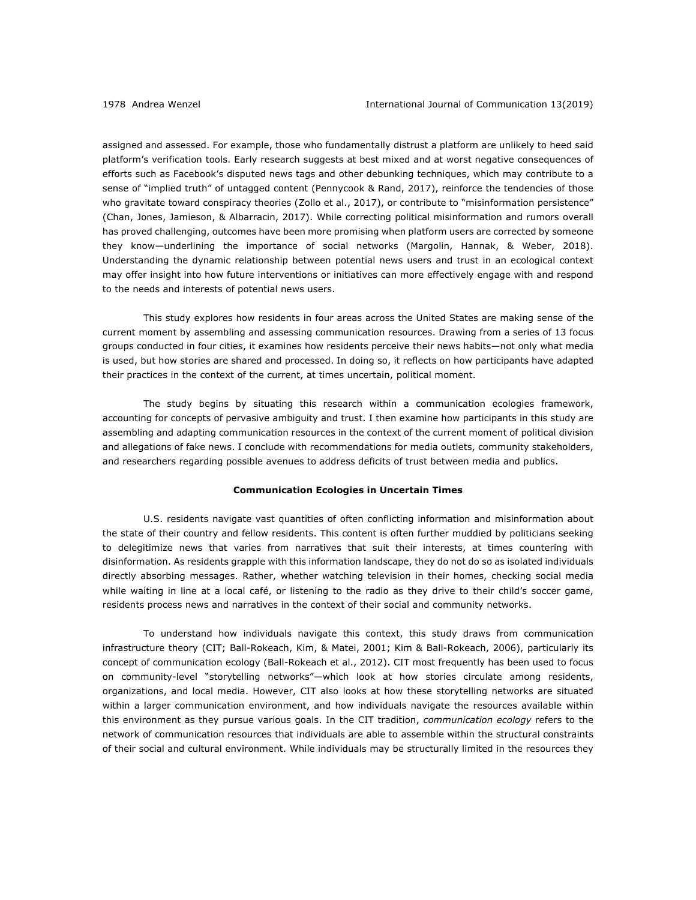assigned and assessed. For example, those who fundamentally distrust a platform are unlikely to heed said platform's verification tools. Early research suggests at best mixed and at worst negative consequences of efforts such as Facebook's disputed news tags and other debunking techniques, which may contribute to a sense of "implied truth" of untagged content (Pennycook & Rand, 2017), reinforce the tendencies of those who gravitate toward conspiracy theories (Zollo et al., 2017), or contribute to "misinformation persistence" (Chan, Jones, Jamieson, & Albarracin, 2017). While correcting political misinformation and rumors overall has proved challenging, outcomes have been more promising when platform users are corrected by someone they know—underlining the importance of social networks (Margolin, Hannak, & Weber, 2018). Understanding the dynamic relationship between potential news users and trust in an ecological context may offer insight into how future interventions or initiatives can more effectively engage with and respond to the needs and interests of potential news users.

This study explores how residents in four areas across the United States are making sense of the current moment by assembling and assessing communication resources. Drawing from a series of 13 focus groups conducted in four cities, it examines how residents perceive their news habits—not only what media is used, but how stories are shared and processed. In doing so, it reflects on how participants have adapted their practices in the context of the current, at times uncertain, political moment.

The study begins by situating this research within a communication ecologies framework, accounting for concepts of pervasive ambiguity and trust. I then examine how participants in this study are assembling and adapting communication resources in the context of the current moment of political division and allegations of fake news. I conclude with recommendations for media outlets, community stakeholders, and researchers regarding possible avenues to address deficits of trust between media and publics.

## Communication Ecologies in Uncertain Times

U.S. residents navigate vast quantities of often conflicting information and misinformation about the state of their country and fellow residents. This content is often further muddied by politicians seeking to delegitimize news that varies from narratives that suit their interests, at times countering with disinformation. As residents grapple with this information landscape, they do not do so as isolated individuals directly absorbing messages. Rather, whether watching television in their homes, checking social media while waiting in line at a local café, or listening to the radio as they drive to their child's soccer game, residents process news and narratives in the context of their social and community networks.

To understand how individuals navigate this context, this study draws from communication infrastructure theory (CIT; Ball-Rokeach, Kim, & Matei, 2001; Kim & Ball-Rokeach, 2006), particularly its concept of communication ecology (Ball-Rokeach et al., 2012). CIT most frequently has been used to focus on community-level "storytelling networks"—which look at how stories circulate among residents, organizations, and local media. However, CIT also looks at how these storytelling networks are situated within a larger communication environment, and how individuals navigate the resources available within this environment as they pursue various goals. In the CIT tradition, *communication ecology* refers to the network of communication resources that individuals are able to assemble within the structural constraints of their social and cultural environment. While individuals may be structurally limited in the resources they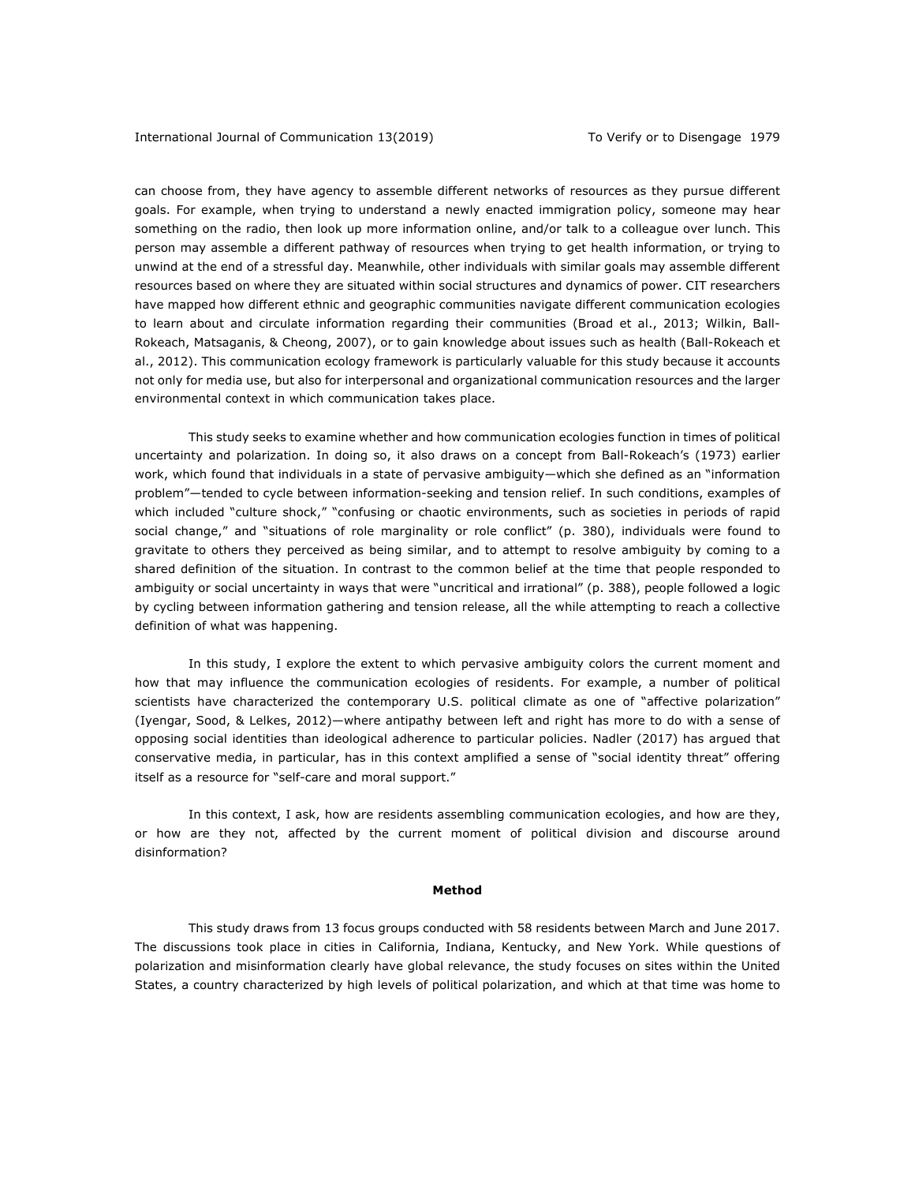can choose from, they have agency to assemble different networks of resources as they pursue different goals. For example, when trying to understand a newly enacted immigration policy, someone may hear something on the radio, then look up more information online, and/or talk to a colleague over lunch. This person may assemble a different pathway of resources when trying to get health information, or trying to unwind at the end of a stressful day. Meanwhile, other individuals with similar goals may assemble different resources based on where they are situated within social structures and dynamics of power. CIT researchers have mapped how different ethnic and geographic communities navigate different communication ecologies to learn about and circulate information regarding their communities (Broad et al., 2013; Wilkin, Ball-Rokeach, Matsaganis, & Cheong, 2007), or to gain knowledge about issues such as health (Ball-Rokeach et al., 2012). This communication ecology framework is particularly valuable for this study because it accounts not only for media use, but also for interpersonal and organizational communication resources and the larger environmental context in which communication takes place.

This study seeks to examine whether and how communication ecologies function in times of political uncertainty and polarization. In doing so, it also draws on a concept from Ball-Rokeach's (1973) earlier work, which found that individuals in a state of pervasive ambiguity—which she defined as an "information problem"—tended to cycle between information-seeking and tension relief. In such conditions, examples of which included "culture shock," "confusing or chaotic environments, such as societies in periods of rapid social change," and "situations of role marginality or role conflict" (p. 380), individuals were found to gravitate to others they perceived as being similar, and to attempt to resolve ambiguity by coming to a shared definition of the situation. In contrast to the common belief at the time that people responded to ambiguity or social uncertainty in ways that were "uncritical and irrational" (p. 388), people followed a logic by cycling between information gathering and tension release, all the while attempting to reach a collective definition of what was happening.

In this study, I explore the extent to which pervasive ambiguity colors the current moment and how that may influence the communication ecologies of residents. For example, a number of political scientists have characterized the contemporary U.S. political climate as one of "affective polarization" (Iyengar, Sood, & Lelkes, 2012)—where antipathy between left and right has more to do with a sense of opposing social identities than ideological adherence to particular policies. Nadler (2017) has argued that conservative media, in particular, has in this context amplified a sense of "social identity threat" offering itself as a resource for "self-care and moral support."

In this context, I ask, how are residents assembling communication ecologies, and how are they, or how are they not, affected by the current moment of political division and discourse around disinformation?

## Method

This study draws from 13 focus groups conducted with 58 residents between March and June 2017. The discussions took place in cities in California, Indiana, Kentucky, and New York. While questions of polarization and misinformation clearly have global relevance, the study focuses on sites within the United States, a country characterized by high levels of political polarization, and which at that time was home to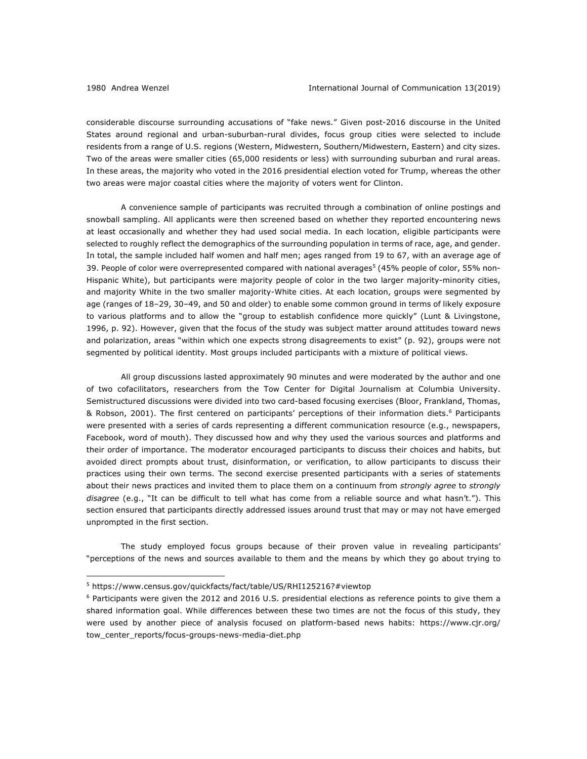considerable discourse surrounding accusations of "fake news." Given post-2016 discourse in the United States around regional and urban-suburban-rural divides, focus group cities were selected to include residents from a range of U.S. regions (Western, Midwestern, Southern/Midwestern, Eastern) and city sizes. Two of the areas were smaller cities (65,000 residents or less) with surrounding suburban and rural areas. In these areas, the majority who voted in the 2016 presidential election voted for Trump, whereas the other two areas were major coastal cities where the majority of voters went for Clinton.

A convenience sample of participants was recruited through a combination of online postings and snowball sampling. All applicants were then screened based on whether they reported encountering news at least occasionally and whether they had used social media. In each location, eligible participants were selected to roughly reflect the demographics of the surrounding population in terms of race, age, and gender. In total, the sample included half women and half men; ages ranged from 19 to 67, with an average age of 39. People of color were overrepresented compared with national averages[5] (45% people of color, 55% non-Hispanic White), but participants were majority people of color in the two larger majority-minority cities, and majority White in the two smaller majority-White cities. At each location, groups were segmented by age (ranges of 18–29, 30–49, and 50 and older) to enable some common ground in terms of likely exposure to various platforms and to allow the "group to establish confidence more quickly" (Lunt & Livingstone, 1996, p. 92). However, given that the focus of the study was subject matter around attitudes toward news and polarization, areas "within which one expects strong disagreements to exist" (p. 92), groups were not segmented by political identity. Most groups included participants with a mixture of political views.

All group discussions lasted approximately 90 minutes and were moderated by the author and one of two cofacilitators, researchers from the Tow Center for Digital Journalism at Columbia University. Semistructured discussions were divided into two card-based focusing exercises (Bloor, Frankland, Thomas, & Robson, 2001). The first centered on participants' perceptions of their information diets.[6] Participants were presented with a series of cards representing a different communication resource (e.g., newspapers, Facebook, word of mouth). They discussed how and why they used the various sources and platforms and their order of importance. The moderator encouraged participants to discuss their choices and habits, but avoided direct prompts about trust, disinformation, or verification, to allow participants to discuss their practices using their own terms. The second exercise presented participants with a series of statements about their news practices and invited them to place them on a continuum from *strongly agree* to *strongly disagree* (e.g., "It can be difficult to tell what has come from a reliable source and what hasn't."). This section ensured that participants directly addressed issues around trust that may or may not have emerged unprompted in the first section.

The study employed focus groups because of their proven value in revealing participants' "perceptions of the news and sources available to them and the means by which they go about trying to

---

[5] https://www.census.gov/quickfacts/fact/table/US/RHI125216?#viewtop

[6] Participants were given the 2012 and 2016 U.S. presidential elections as reference points to give them a shared information goal. While differences between these two times are not the focus of this study, they were used by another piece of analysis focused on platform-based news habits: https://www.cjr.org/tow_center_reports/focus-groups-news-media-diet.php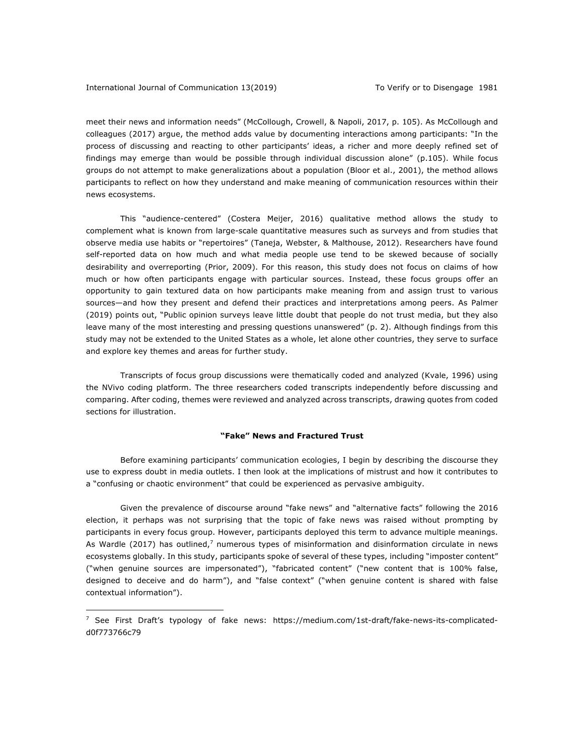meet their news and information needs" (McCollough, Crowell, & Napoli, 2017, p. 105). As McCollough and colleagues (2017) argue, the method adds value by documenting interactions among participants: "In the process of discussing and reacting to other participants' ideas, a richer and more deeply refined set of findings may emerge than would be possible through individual discussion alone" (p.105). While focus groups do not attempt to make generalizations about a population (Bloor et al., 2001), the method allows participants to reflect on how they understand and make meaning of communication resources within their news ecosystems.

This "audience-centered" (Costera Meijer, 2016) qualitative method allows the study to complement what is known from large-scale quantitative measures such as surveys and from studies that observe media use habits or "repertoires" (Taneja, Webster, & Malthouse, 2012). Researchers have found self-reported data on how much and what media people use tend to be skewed because of socially desirability and overreporting (Prior, 2009). For this reason, this study does not focus on claims of how much or how often participants engage with particular sources. Instead, these focus groups offer an opportunity to gain textured data on how participants make meaning from and assign trust to various sources—and how they present and defend their practices and interpretations among peers. As Palmer (2019) points out, "Public opinion surveys leave little doubt that people do not trust media, but they also leave many of the most interesting and pressing questions unanswered" (p. 2). Although findings from this study may not be extended to the United States as a whole, let alone other countries, they serve to surface and explore key themes and areas for further study.

Transcripts of focus group discussions were thematically coded and analyzed (Kvale, 1996) using the NVivo coding platform. The three researchers coded transcripts independently before discussing and comparing. After coding, themes were reviewed and analyzed across transcripts, drawing quotes from coded sections for illustration.

## "Fake" News and Fractured Trust

Before examining participants' communication ecologies, I begin by describing the discourse they use to express doubt in media outlets. I then look at the implications of mistrust and how it contributes to a "confusing or chaotic environment" that could be experienced as pervasive ambiguity.

Given the prevalence of discourse around "fake news" and "alternative facts" following the 2016 election, it perhaps was not surprising that the topic of fake news was raised without prompting by participants in every focus group. However, participants deployed this term to advance multiple meanings. As Wardle (2017) has outlined,[7] numerous types of misinformation and disinformation circulate in news ecosystems globally. In this study, participants spoke of several of these types, including "imposter content" ("when genuine sources are impersonated"), "fabricated content" ("new content that is 100% false, designed to deceive and do harm"), and "false context" ("when genuine content is shared with false contextual information").

[7] See First Draft's typology of fake news: https://medium.com/1st-draft/fake-news-its-complicated-d0f773766c79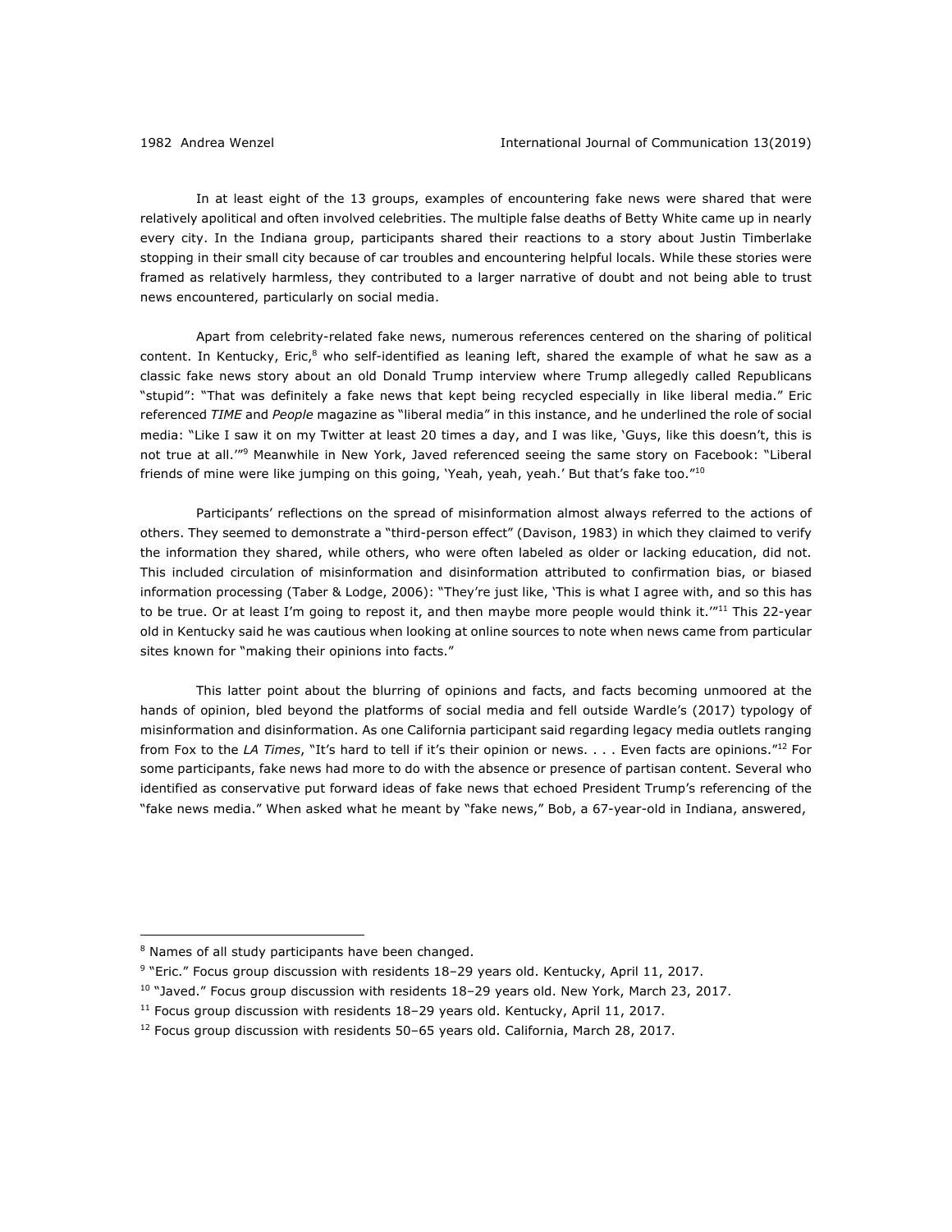In at least eight of the 13 groups, examples of encountering fake news were shared that were relatively apolitical and often involved celebrities. The multiple false deaths of Betty White came up in nearly every city. In the Indiana group, participants shared their reactions to a story about Justin Timberlake stopping in their small city because of car troubles and encountering helpful locals. While these stories were framed as relatively harmless, they contributed to a larger narrative of doubt and not being able to trust news encountered, particularly on social media.

Apart from celebrity-related fake news, numerous references centered on the sharing of political content. In Kentucky, Eric,[8] who self-identified as leaning left, shared the example of what he saw as a classic fake news story about an old Donald Trump interview where Trump allegedly called Republicans "stupid": "That was definitely a fake news that kept being recycled especially in like liberal media." Eric referenced *TIME* and *People* magazine as "liberal media" in this instance, and he underlined the role of social media: "Like I saw it on my Twitter at least 20 times a day, and I was like, 'Guys, like this doesn't, this is not true at all.'"[9] Meanwhile in New York, Javed referenced seeing the same story on Facebook: "Liberal friends of mine were like jumping on this going, 'Yeah, yeah, yeah.' But that's fake too."[10]

Participants' reflections on the spread of misinformation almost always referred to the actions of others. They seemed to demonstrate a "third-person effect" (Davison, 1983) in which they claimed to verify the information they shared, while others, who were often labeled as older or lacking education, did not. This included circulation of misinformation and disinformation attributed to confirmation bias, or biased information processing (Taber & Lodge, 2006): "They're just like, 'This is what I agree with, and so this has to be true. Or at least I'm going to repost it, and then maybe more people would think it.'"[11] This 22-year old in Kentucky said he was cautious when looking at online sources to note when news came from particular sites known for "making their opinions into facts."

This latter point about the blurring of opinions and facts, and facts becoming unmoored at the hands of opinion, bled beyond the platforms of social media and fell outside Wardle's (2017) typology of misinformation and disinformation. As one California participant said regarding legacy media outlets ranging from Fox to the *LA Times*, "It's hard to tell if it's their opinion or news. . . . Even facts are opinions."[12] For some participants, fake news had more to do with the absence or presence of partisan content. Several who identified as conservative put forward ideas of fake news that echoed President Trump's referencing of the "fake news media." When asked what he meant by "fake news," Bob, a 67-year-old in Indiana, answered,

---

[8] Names of all study participants have been changed.

[9] "Eric." Focus group discussion with residents 18–29 years old. Kentucky, April 11, 2017.

[10] "Javed." Focus group discussion with residents 18–29 years old. New York, March 23, 2017.

[11] Focus group discussion with residents 18–29 years old. Kentucky, April 11, 2017.

[12] Focus group discussion with residents 50–65 years old. California, March 28, 2017.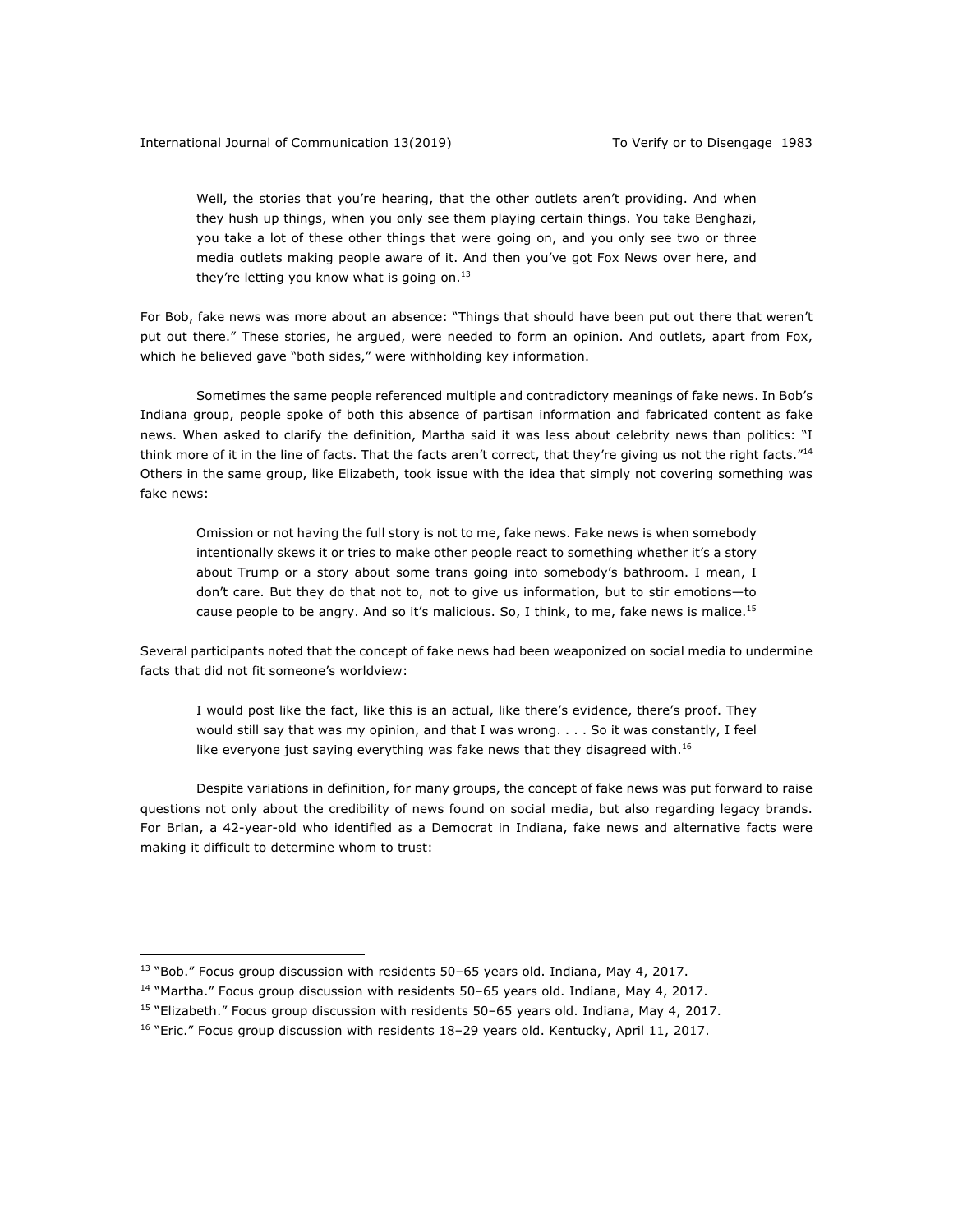> Well, the stories that you're hearing, that the other outlets aren't providing. And when they hush up things, when you only see them playing certain things. You take Benghazi, you take a lot of these other things that were going on, and you only see two or three media outlets making people aware of it. And then you've got Fox News over here, and they're letting you know what is going on.[13]

For Bob, fake news was more about an absence: "Things that should have been put out there that weren't put out there." These stories, he argued, were needed to form an opinion. And outlets, apart from Fox, which he believed gave "both sides," were withholding key information.

Sometimes the same people referenced multiple and contradictory meanings of fake news. In Bob's Indiana group, people spoke of both this absence of partisan information and fabricated content as fake news. When asked to clarify the definition, Martha said it was less about celebrity news than politics: "I think more of it in the line of facts. That the facts aren't correct, that they're giving us not the right facts."[14] Others in the same group, like Elizabeth, took issue with the idea that simply not covering something was fake news:

> Omission or not having the full story is not to me, fake news. Fake news is when somebody intentionally skews it or tries to make other people react to something whether it's a story about Trump or a story about some trans going into somebody's bathroom. I mean, I don't care. But they do that not to, not to give us information, but to stir emotions—to cause people to be angry. And so it's malicious. So, I think, to me, fake news is malice.[15]

Several participants noted that the concept of fake news had been weaponized on social media to undermine facts that did not fit someone's worldview:

> I would post like the fact, like this is an actual, like there's evidence, there's proof. They would still say that was my opinion, and that I was wrong. . . . So it was constantly, I feel like everyone just saying everything was fake news that they disagreed with.[16]

Despite variations in definition, for many groups, the concept of fake news was put forward to raise questions not only about the credibility of news found on social media, but also regarding legacy brands. For Brian, a 42-year-old who identified as a Democrat in Indiana, fake news and alternative facts were making it difficult to determine whom to trust:

---

[13] "Bob." Focus group discussion with residents 50–65 years old. Indiana, May 4, 2017.

[14] "Martha." Focus group discussion with residents 50–65 years old. Indiana, May 4, 2017.

[15] "Elizabeth." Focus group discussion with residents 50–65 years old. Indiana, May 4, 2017.

[16] "Eric." Focus group discussion with residents 18–29 years old. Kentucky, April 11, 2017.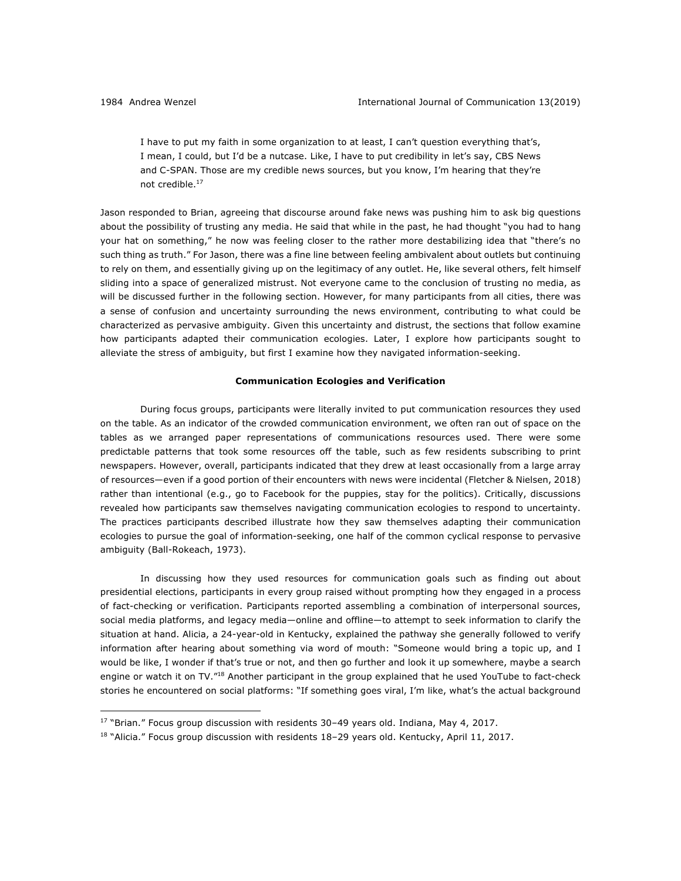> I have to put my faith in some organization to at least, I can't question everything that's, I mean, I could, but I'd be a nutcase. Like, I have to put credibility in let's say, CBS News and C-SPAN. Those are my credible news sources, but you know, I'm hearing that they're not credible.[17]

Jason responded to Brian, agreeing that discourse around fake news was pushing him to ask big questions about the possibility of trusting any media. He said that while in the past, he had thought "you had to hang your hat on something," he now was feeling closer to the rather more destabilizing idea that "there's no such thing as truth." For Jason, there was a fine line between feeling ambivalent about outlets but continuing to rely on them, and essentially giving up on the legitimacy of any outlet. He, like several others, felt himself sliding into a space of generalized mistrust. Not everyone came to the conclusion of trusting no media, as will be discussed further in the following section. However, for many participants from all cities, there was a sense of confusion and uncertainty surrounding the news environment, contributing to what could be characterized as pervasive ambiguity. Given this uncertainty and distrust, the sections that follow examine how participants adapted their communication ecologies. Later, I explore how participants sought to alleviate the stress of ambiguity, but first I examine how they navigated information-seeking.

## Communication Ecologies and Verification

During focus groups, participants were literally invited to put communication resources they used on the table. As an indicator of the crowded communication environment, we often ran out of space on the tables as we arranged paper representations of communications resources used. There were some predictable patterns that took some resources off the table, such as few residents subscribing to print newspapers. However, overall, participants indicated that they drew at least occasionally from a large array of resources—even if a good portion of their encounters with news were incidental (Fletcher & Nielsen, 2018) rather than intentional (e.g., go to Facebook for the puppies, stay for the politics). Critically, discussions revealed how participants saw themselves navigating communication ecologies to respond to uncertainty. The practices participants described illustrate how they saw themselves adapting their communication ecologies to pursue the goal of information-seeking, one half of the common cyclical response to pervasive ambiguity (Ball-Rokeach, 1973).

In discussing how they used resources for communication goals such as finding out about presidential elections, participants in every group raised without prompting how they engaged in a process of fact-checking or verification. Participants reported assembling a combination of interpersonal sources, social media platforms, and legacy media—online and offline—to attempt to seek information to clarify the situation at hand. Alicia, a 24-year-old in Kentucky, explained the pathway she generally followed to verify information after hearing about something via word of mouth: "Someone would bring a topic up, and I would be like, I wonder if that's true or not, and then go further and look it up somewhere, maybe a search engine or watch it on TV."[18] Another participant in the group explained that he used YouTube to fact-check stories he encountered on social platforms: "If something goes viral, I'm like, what's the actual background

[17] "Brian." Focus group discussion with residents 30–49 years old. Indiana, May 4, 2017.

[18] "Alicia." Focus group discussion with residents 18–29 years old. Kentucky, April 11, 2017.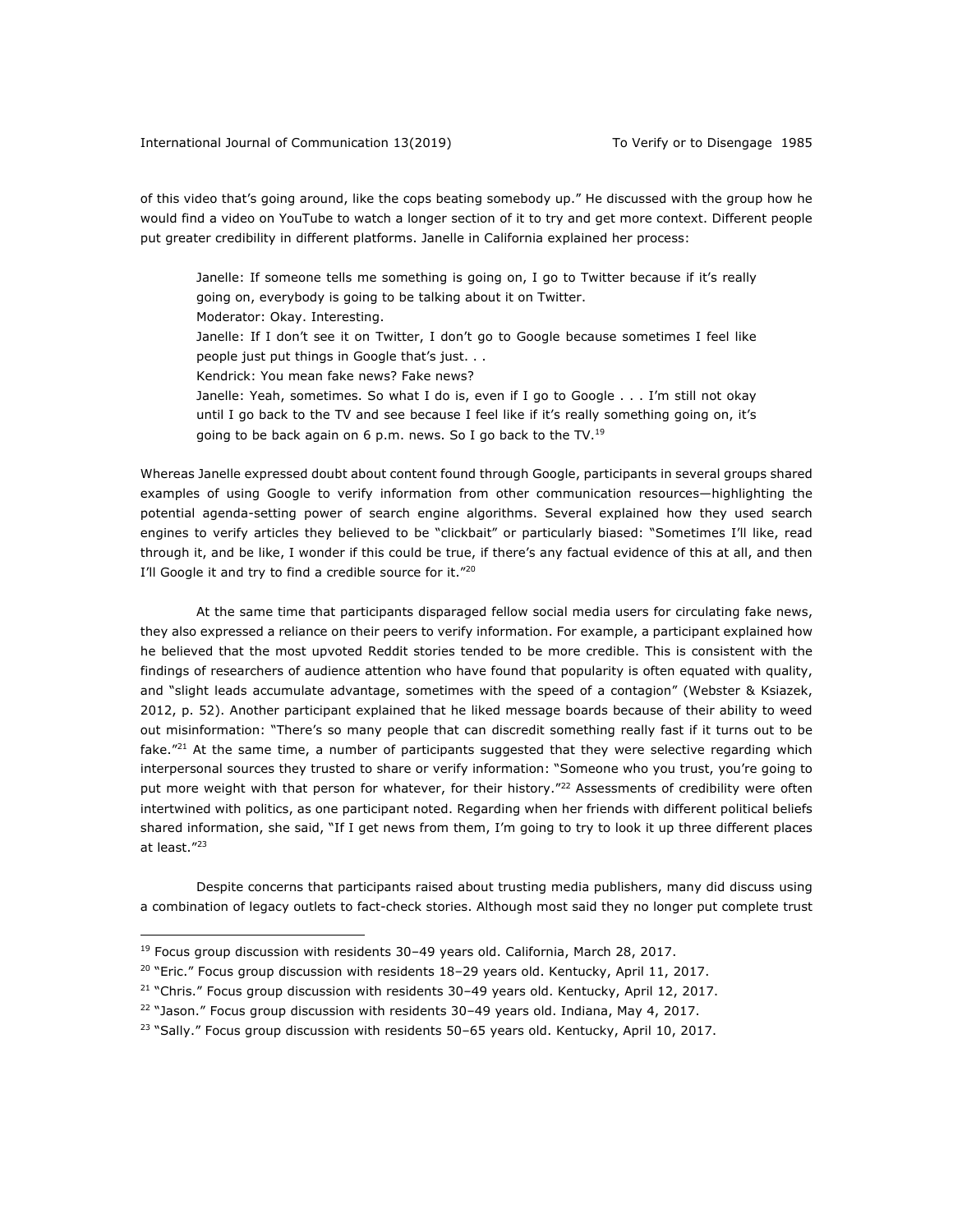of this video that's going around, like the cops beating somebody up." He discussed with the group how he would find a video on YouTube to watch a longer section of it to try and get more context. Different people put greater credibility in different platforms. Janelle in California explained her process:

> Janelle: If someone tells me something is going on, I go to Twitter because if it's really going on, everybody is going to be talking about it on Twitter.
> Moderator: Okay. Interesting.
> Janelle: If I don't see it on Twitter, I don't go to Google because sometimes I feel like people just put things in Google that's just. . .
> Kendrick: You mean fake news? Fake news?
> Janelle: Yeah, sometimes. So what I do is, even if I go to Google . . . I'm still not okay until I go back to the TV and see because I feel like if it's really something going on, it's going to be back again on 6 p.m. news. So I go back to the TV.[19]

Whereas Janelle expressed doubt about content found through Google, participants in several groups shared examples of using Google to verify information from other communication resources—highlighting the potential agenda-setting power of search engine algorithms. Several explained how they used search engines to verify articles they believed to be "clickbait" or particularly biased: "Sometimes I'll like, read through it, and be like, I wonder if this could be true, if there's any factual evidence of this at all, and then I'll Google it and try to find a credible source for it."[20]

At the same time that participants disparaged fellow social media users for circulating fake news, they also expressed a reliance on their peers to verify information. For example, a participant explained how he believed that the most upvoted Reddit stories tended to be more credible. This is consistent with the findings of researchers of audience attention who have found that popularity is often equated with quality, and "slight leads accumulate advantage, sometimes with the speed of a contagion" (Webster & Ksiazek, 2012, p. 52). Another participant explained that he liked message boards because of their ability to weed out misinformation: "There's so many people that can discredit something really fast if it turns out to be fake."[21] At the same time, a number of participants suggested that they were selective regarding which interpersonal sources they trusted to share or verify information: "Someone who you trust, you're going to put more weight with that person for whatever, for their history."[22] Assessments of credibility were often intertwined with politics, as one participant noted. Regarding when her friends with different political beliefs shared information, she said, "If I get news from them, I'm going to try to look it up three different places at least."[23]

Despite concerns that participants raised about trusting media publishers, many did discuss using a combination of legacy outlets to fact-check stories. Although most said they no longer put complete trust

---

[19] Focus group discussion with residents 30–49 years old. California, March 28, 2017.

[20] "Eric." Focus group discussion with residents 18–29 years old. Kentucky, April 11, 2017.

[21] "Chris." Focus group discussion with residents 30–49 years old. Kentucky, April 12, 2017.

[22] "Jason." Focus group discussion with residents 30–49 years old. Indiana, May 4, 2017.

[23] "Sally." Focus group discussion with residents 50–65 years old. Kentucky, April 10, 2017.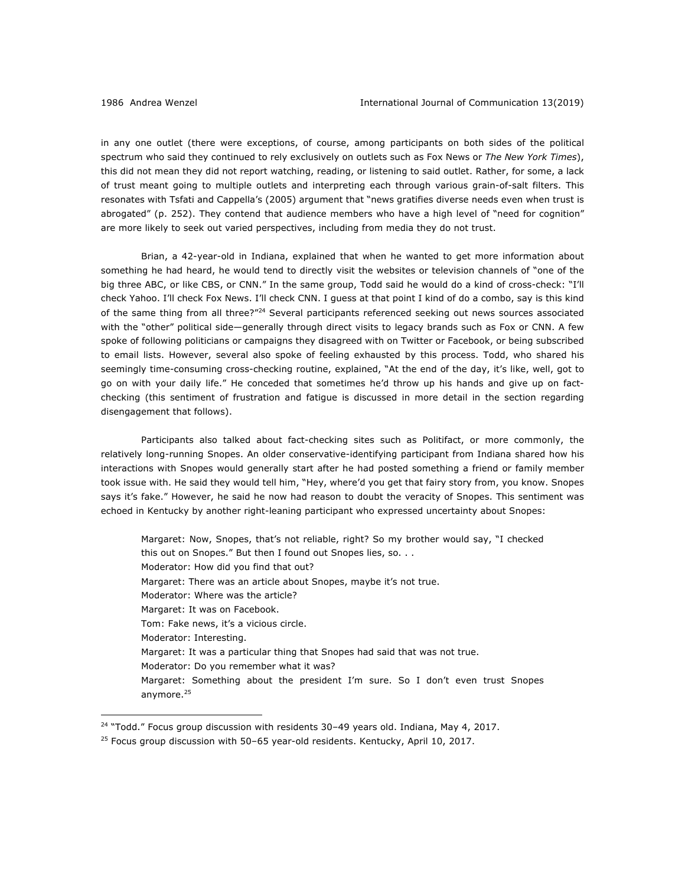in any one outlet (there were exceptions, of course, among participants on both sides of the political spectrum who said they continued to rely exclusively on outlets such as Fox News or *The New York Times*), this did not mean they did not report watching, reading, or listening to said outlet. Rather, for some, a lack of trust meant going to multiple outlets and interpreting each through various grain-of-salt filters. This resonates with Tsfati and Cappella's (2005) argument that "news gratifies diverse needs even when trust is abrogated" (p. 252). They contend that audience members who have a high level of "need for cognition" are more likely to seek out varied perspectives, including from media they do not trust.

Brian, a 42-year-old in Indiana, explained that when he wanted to get more information about something he had heard, he would tend to directly visit the websites or television channels of "one of the big three ABC, or like CBS, or CNN." In the same group, Todd said he would do a kind of cross-check: "I'll check Yahoo. I'll check Fox News. I'll check CNN. I guess at that point I kind of do a combo, say is this kind of the same thing from all three?"[24] Several participants referenced seeking out news sources associated with the "other" political side—generally through direct visits to legacy brands such as Fox or CNN. A few spoke of following politicians or campaigns they disagreed with on Twitter or Facebook, or being subscribed to email lists. However, several also spoke of feeling exhausted by this process. Todd, who shared his seemingly time-consuming cross-checking routine, explained, "At the end of the day, it's like, well, got to go on with your daily life." He conceded that sometimes he'd throw up his hands and give up on fact-checking (this sentiment of frustration and fatigue is discussed in more detail in the section regarding disengagement that follows).

Participants also talked about fact-checking sites such as Politifact, or more commonly, the relatively long-running Snopes. An older conservative-identifying participant from Indiana shared how his interactions with Snopes would generally start after he had posted something a friend or family member took issue with. He said they would tell him, "Hey, where'd you get that fairy story from, you know. Snopes says it's fake." However, he said he now had reason to doubt the veracity of Snopes. This sentiment was echoed in Kentucky by another right-leaning participant who expressed uncertainty about Snopes:

> Margaret: Now, Snopes, that's not reliable, right? So my brother would say, "I checked this out on Snopes." But then I found out Snopes lies, so. . .
> Moderator: How did you find that out?
> Margaret: There was an article about Snopes, maybe it's not true.
> Moderator: Where was the article?
> Margaret: It was on Facebook.
> Tom: Fake news, it's a vicious circle.
> Moderator: Interesting.
> Margaret: It was a particular thing that Snopes had said that was not true.
> Moderator: Do you remember what it was?
> Margaret: Something about the president I'm sure. So I don't even trust Snopes anymore.[25]

---

[24] "Todd." Focus group discussion with residents 30–49 years old. Indiana, May 4, 2017.

[25] Focus group discussion with 50–65 year-old residents. Kentucky, April 10, 2017.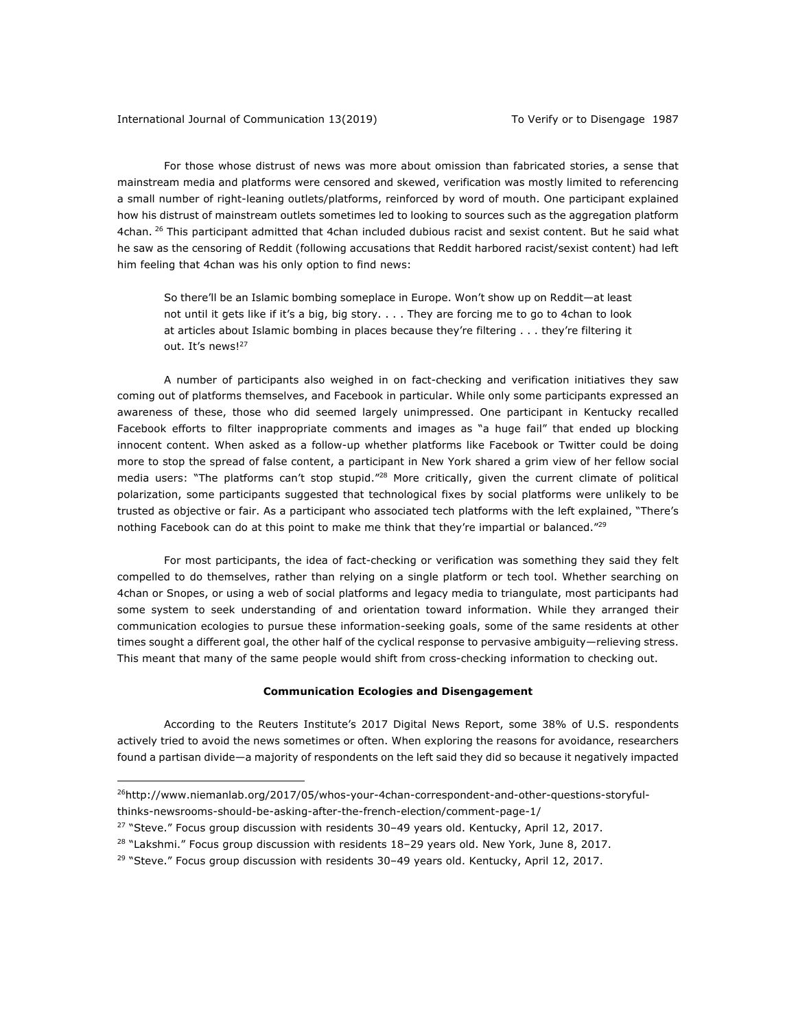For those whose distrust of news was more about omission than fabricated stories, a sense that mainstream media and platforms were censored and skewed, verification was mostly limited to referencing a small number of right-leaning outlets/platforms, reinforced by word of mouth. One participant explained how his distrust of mainstream outlets sometimes led to looking to sources such as the aggregation platform 4chan. [26] This participant admitted that 4chan included dubious racist and sexist content. But he said what he saw as the censoring of Reddit (following accusations that Reddit harbored racist/sexist content) had left him feeling that 4chan was his only option to find news:

> So there'll be an Islamic bombing someplace in Europe. Won't show up on Reddit—at least not until it gets like if it's a big, big story. . . . They are forcing me to go to 4chan to look at articles about Islamic bombing in places because they're filtering . . . they're filtering it out. It's news![27]

A number of participants also weighed in on fact-checking and verification initiatives they saw coming out of platforms themselves, and Facebook in particular. While only some participants expressed an awareness of these, those who did seemed largely unimpressed. One participant in Kentucky recalled Facebook efforts to filter inappropriate comments and images as "a huge fail" that ended up blocking innocent content. When asked as a follow-up whether platforms like Facebook or Twitter could be doing more to stop the spread of false content, a participant in New York shared a grim view of her fellow social media users: "The platforms can't stop stupid."[28] More critically, given the current climate of political polarization, some participants suggested that technological fixes by social platforms were unlikely to be trusted as objective or fair. As a participant who associated tech platforms with the left explained, "There's nothing Facebook can do at this point to make me think that they're impartial or balanced."[29]

For most participants, the idea of fact-checking or verification was something they said they felt compelled to do themselves, rather than relying on a single platform or tech tool. Whether searching on 4chan or Snopes, or using a web of social platforms and legacy media to triangulate, most participants had some system to seek understanding of and orientation toward information. While they arranged their communication ecologies to pursue these information-seeking goals, some of the same residents at other times sought a different goal, the other half of the cyclical response to pervasive ambiguity—relieving stress. This meant that many of the same people would shift from cross-checking information to checking out.

### Communication Ecologies and Disengagement

According to the Reuters Institute's 2017 Digital News Report, some 38% of U.S. respondents actively tried to avoid the news sometimes or often. When exploring the reasons for avoidance, researchers found a partisan divide—a majority of respondents on the left said they did so because it negatively impacted

---

[26] http://www.niemanlab.org/2017/05/whos-your-4chan-correspondent-and-other-questions-storyful-thinks-newsrooms-should-be-asking-after-the-french-election/comment-page-1/

[27] "Steve." Focus group discussion with residents 30–49 years old. Kentucky, April 12, 2017.

[28] "Lakshmi." Focus group discussion with residents 18–29 years old. New York, June 8, 2017.

[29] "Steve." Focus group discussion with residents 30–49 years old. Kentucky, April 12, 2017.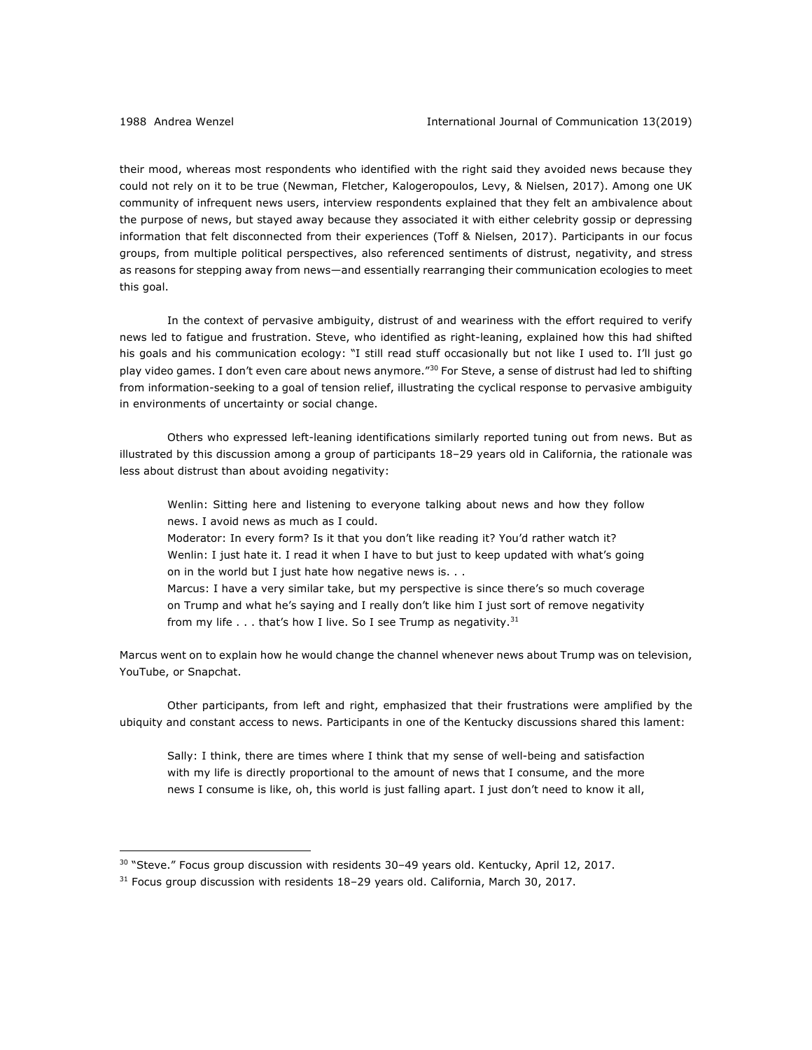their mood, whereas most respondents who identified with the right said they avoided news because they could not rely on it to be true (Newman, Fletcher, Kalogeropoulos, Levy, & Nielsen, 2017). Among one UK community of infrequent news users, interview respondents explained that they felt an ambivalence about the purpose of news, but stayed away because they associated it with either celebrity gossip or depressing information that felt disconnected from their experiences (Toff & Nielsen, 2017). Participants in our focus groups, from multiple political perspectives, also referenced sentiments of distrust, negativity, and stress as reasons for stepping away from news—and essentially rearranging their communication ecologies to meet this goal.

In the context of pervasive ambiguity, distrust of and weariness with the effort required to verify news led to fatigue and frustration. Steve, who identified as right-leaning, explained how this had shifted his goals and his communication ecology: "I still read stuff occasionally but not like I used to. I'll just go play video games. I don't even care about news anymore."[30] For Steve, a sense of distrust had led to shifting from information-seeking to a goal of tension relief, illustrating the cyclical response to pervasive ambiguity in environments of uncertainty or social change.

Others who expressed left-leaning identifications similarly reported tuning out from news. But as illustrated by this discussion among a group of participants 18–29 years old in California, the rationale was less about distrust than about avoiding negativity:

> Wenlin: Sitting here and listening to everyone talking about news and how they follow news. I avoid news as much as I could.
> Moderator: In every form? Is it that you don't like reading it? You'd rather watch it?
> Wenlin: I just hate it. I read it when I have to but just to keep updated with what's going on in the world but I just hate how negative news is. . .
> Marcus: I have a very similar take, but my perspective is since there's so much coverage on Trump and what he's saying and I really don't like him I just sort of remove negativity from my life . . . that's how I live. So I see Trump as negativity.[31]

Marcus went on to explain how he would change the channel whenever news about Trump was on television, YouTube, or Snapchat.

Other participants, from left and right, emphasized that their frustrations were amplified by the ubiquity and constant access to news. Participants in one of the Kentucky discussions shared this lament:

> Sally: I think, there are times where I think that my sense of well-being and satisfaction with my life is directly proportional to the amount of news that I consume, and the more news I consume is like, oh, this world is just falling apart. I just don't need to know it all,

---

[30] "Steve." Focus group discussion with residents 30–49 years old. Kentucky, April 12, 2017.

[31] Focus group discussion with residents 18–29 years old. California, March 30, 2017.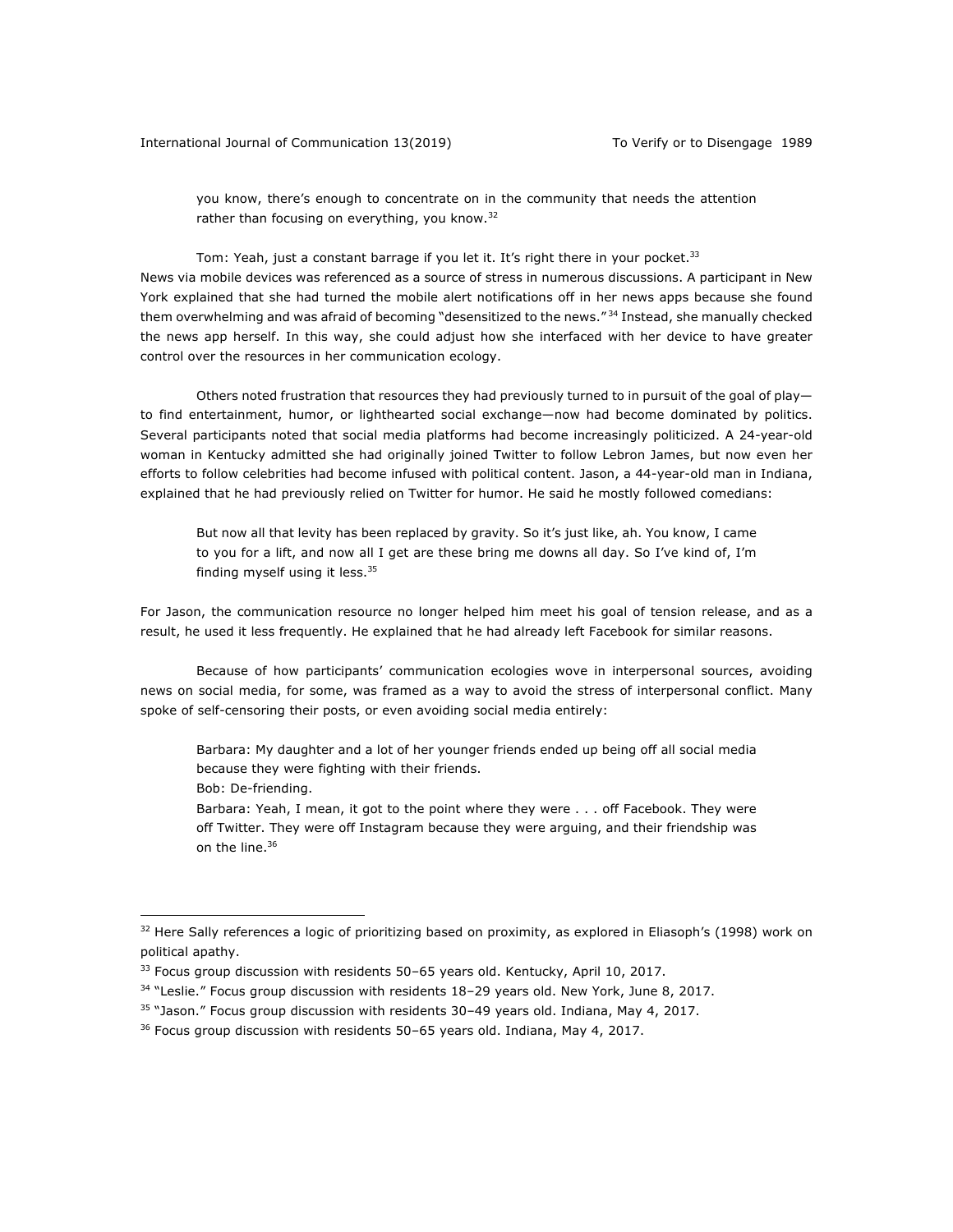> you know, there's enough to concentrate on in the community that needs the attention rather than focusing on everything, you know.[32]
>
> Tom: Yeah, just a constant barrage if you let it. It's right there in your pocket.[33]

News via mobile devices was referenced as a source of stress in numerous discussions. A participant in New York explained that she had turned the mobile alert notifications off in her news apps because she found them overwhelming and was afraid of becoming "desensitized to the news."[34] Instead, she manually checked the news app herself. In this way, she could adjust how she interfaced with her device to have greater control over the resources in her communication ecology.

Others noted frustration that resources they had previously turned to in pursuit of the goal of play—to find entertainment, humor, or lighthearted social exchange—now had become dominated by politics. Several participants noted that social media platforms had become increasingly politicized. A 24-year-old woman in Kentucky admitted she had originally joined Twitter to follow Lebron James, but now even her efforts to follow celebrities had become infused with political content. Jason, a 44-year-old man in Indiana, explained that he had previously relied on Twitter for humor. He said he mostly followed comedians:

> But now all that levity has been replaced by gravity. So it's just like, ah. You know, I came to you for a lift, and now all I get are these bring me downs all day. So I've kind of, I'm finding myself using it less.[35]

For Jason, the communication resource no longer helped him meet his goal of tension release, and as a result, he used it less frequently. He explained that he had already left Facebook for similar reasons.

Because of how participants' communication ecologies wove in interpersonal sources, avoiding news on social media, for some, was framed as a way to avoid the stress of interpersonal conflict. Many spoke of self-censoring their posts, or even avoiding social media entirely:

> Barbara: My daughter and a lot of her younger friends ended up being off all social media because they were fighting with their friends.
>
> Bob: De-friending.
>
> Barbara: Yeah, I mean, it got to the point where they were . . . off Facebook. They were off Twitter. They were off Instagram because they were arguing, and their friendship was on the line.[36]

---

[32] Here Sally references a logic of prioritizing based on proximity, as explored in Eliasoph's (1998) work on political apathy.

[33] Focus group discussion with residents 50–65 years old. Kentucky, April 10, 2017.

[34] "Leslie." Focus group discussion with residents 18–29 years old. New York, June 8, 2017.

[35] "Jason." Focus group discussion with residents 30–49 years old. Indiana, May 4, 2017.

[36] Focus group discussion with residents 50–65 years old. Indiana, May 4, 2017.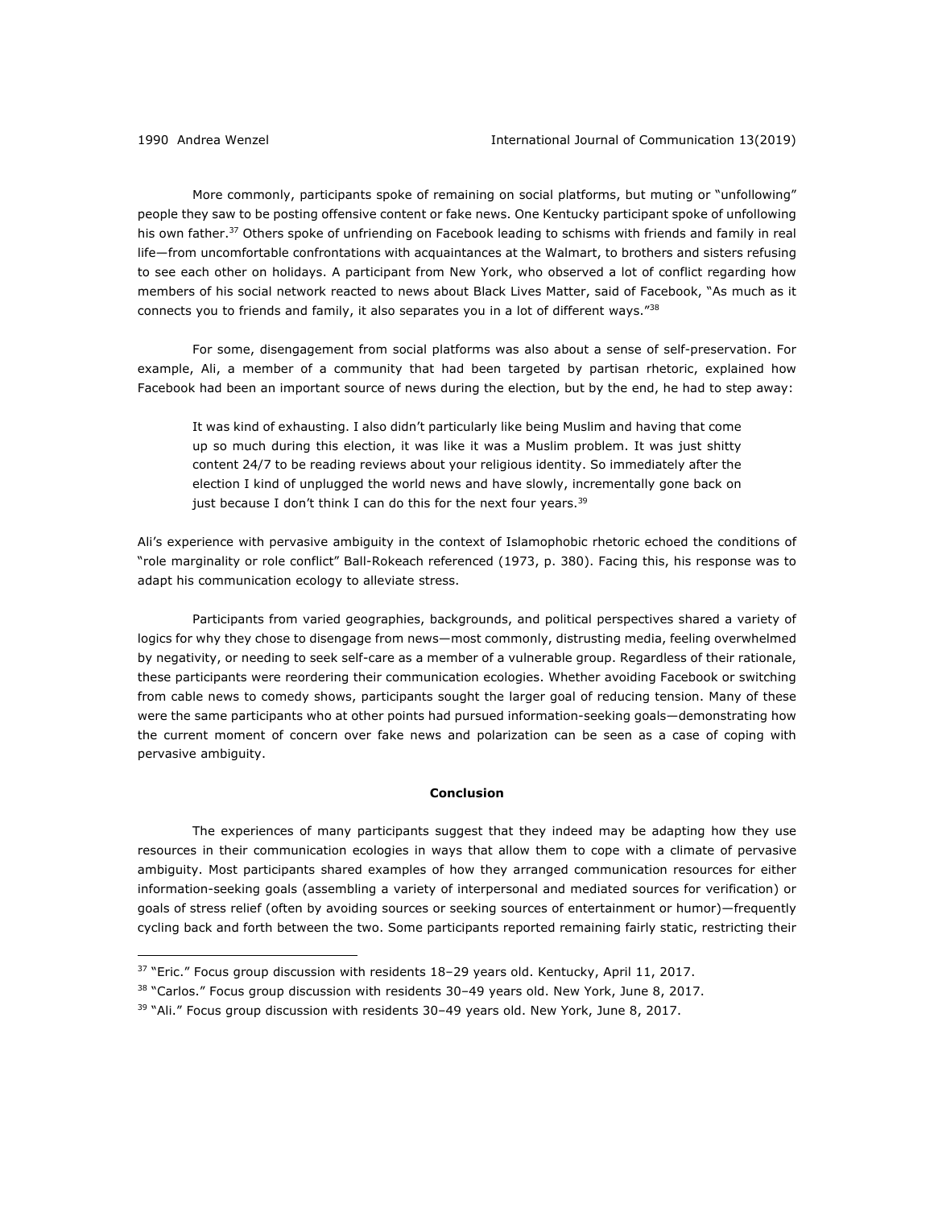More commonly, participants spoke of remaining on social platforms, but muting or "unfollowing" people they saw to be posting offensive content or fake news. One Kentucky participant spoke of unfollowing his own father.[37] Others spoke of unfriending on Facebook leading to schisms with friends and family in real life—from uncomfortable confrontations with acquaintances at the Walmart, to brothers and sisters refusing to see each other on holidays. A participant from New York, who observed a lot of conflict regarding how members of his social network reacted to news about Black Lives Matter, said of Facebook, "As much as it connects you to friends and family, it also separates you in a lot of different ways."[38]

For some, disengagement from social platforms was also about a sense of self-preservation. For example, Ali, a member of a community that had been targeted by partisan rhetoric, explained how Facebook had been an important source of news during the election, but by the end, he had to step away:

> It was kind of exhausting. I also didn't particularly like being Muslim and having that come up so much during this election, it was like it was a Muslim problem. It was just shitty content 24/7 to be reading reviews about your religious identity. So immediately after the election I kind of unplugged the world news and have slowly, incrementally gone back on just because I don't think I can do this for the next four years.[39]

Ali's experience with pervasive ambiguity in the context of Islamophobic rhetoric echoed the conditions of "role marginality or role conflict" Ball-Rokeach referenced (1973, p. 380). Facing this, his response was to adapt his communication ecology to alleviate stress.

Participants from varied geographies, backgrounds, and political perspectives shared a variety of logics for why they chose to disengage from news—most commonly, distrusting media, feeling overwhelmed by negativity, or needing to seek self-care as a member of a vulnerable group. Regardless of their rationale, these participants were reordering their communication ecologies. Whether avoiding Facebook or switching from cable news to comedy shows, participants sought the larger goal of reducing tension. Many of these were the same participants who at other points had pursued information-seeking goals—demonstrating how the current moment of concern over fake news and polarization can be seen as a case of coping with pervasive ambiguity.

## Conclusion

The experiences of many participants suggest that they indeed may be adapting how they use resources in their communication ecologies in ways that allow them to cope with a climate of pervasive ambiguity. Most participants shared examples of how they arranged communication resources for either information-seeking goals (assembling a variety of interpersonal and mediated sources for verification) or goals of stress relief (often by avoiding sources or seeking sources of entertainment or humor)—frequently cycling back and forth between the two. Some participants reported remaining fairly static, restricting their

---

[37] "Eric." Focus group discussion with residents 18–29 years old. Kentucky, April 11, 2017.

[38] "Carlos." Focus group discussion with residents 30–49 years old. New York, June 8, 2017.

[39] "Ali." Focus group discussion with residents 30–49 years old. New York, June 8, 2017.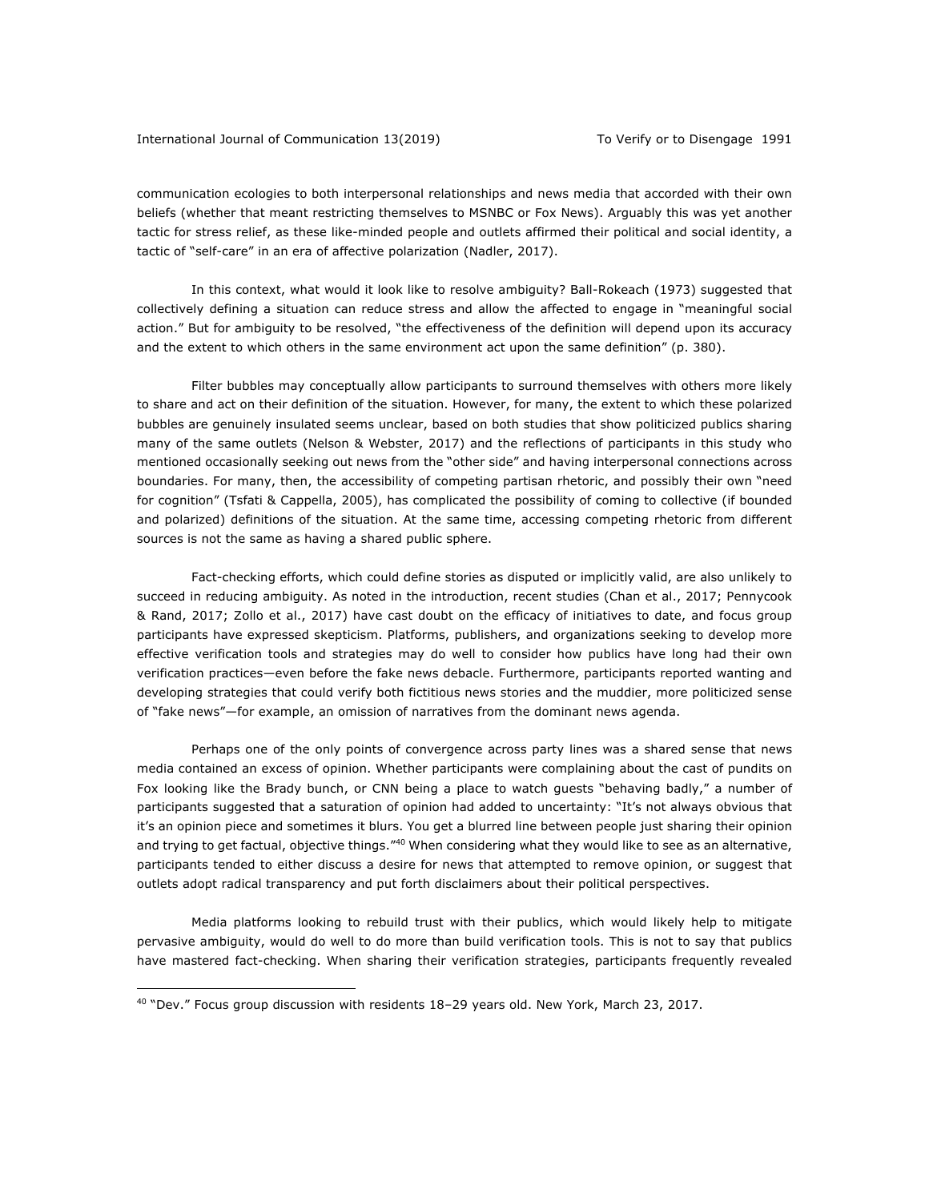communication ecologies to both interpersonal relationships and news media that accorded with their own beliefs (whether that meant restricting themselves to MSNBC or Fox News). Arguably this was yet another tactic for stress relief, as these like-minded people and outlets affirmed their political and social identity, a tactic of "self-care" in an era of affective polarization (Nadler, 2017).

In this context, what would it look like to resolve ambiguity? Ball-Rokeach (1973) suggested that collectively defining a situation can reduce stress and allow the affected to engage in "meaningful social action." But for ambiguity to be resolved, "the effectiveness of the definition will depend upon its accuracy and the extent to which others in the same environment act upon the same definition" (p. 380).

Filter bubbles may conceptually allow participants to surround themselves with others more likely to share and act on their definition of the situation. However, for many, the extent to which these polarized bubbles are genuinely insulated seems unclear, based on both studies that show politicized publics sharing many of the same outlets (Nelson & Webster, 2017) and the reflections of participants in this study who mentioned occasionally seeking out news from the "other side" and having interpersonal connections across boundaries. For many, then, the accessibility of competing partisan rhetoric, and possibly their own "need for cognition" (Tsfati & Cappella, 2005), has complicated the possibility of coming to collective (if bounded and polarized) definitions of the situation. At the same time, accessing competing rhetoric from different sources is not the same as having a shared public sphere.

Fact-checking efforts, which could define stories as disputed or implicitly valid, are also unlikely to succeed in reducing ambiguity. As noted in the introduction, recent studies (Chan et al., 2017; Pennycook & Rand, 2017; Zollo et al., 2017) have cast doubt on the efficacy of initiatives to date, and focus group participants have expressed skepticism. Platforms, publishers, and organizations seeking to develop more effective verification tools and strategies may do well to consider how publics have long had their own verification practices—even before the fake news debacle. Furthermore, participants reported wanting and developing strategies that could verify both fictitious news stories and the muddier, more politicized sense of "fake news"—for example, an omission of narratives from the dominant news agenda.

Perhaps one of the only points of convergence across party lines was a shared sense that news media contained an excess of opinion. Whether participants were complaining about the cast of pundits on Fox looking like the Brady bunch, or CNN being a place to watch guests "behaving badly," a number of participants suggested that a saturation of opinion had added to uncertainty: "It's not always obvious that it's an opinion piece and sometimes it blurs. You get a blurred line between people just sharing their opinion and trying to get factual, objective things."[40] When considering what they would like to see as an alternative, participants tended to either discuss a desire for news that attempted to remove opinion, or suggest that outlets adopt radical transparency and put forth disclaimers about their political perspectives.

Media platforms looking to rebuild trust with their publics, which would likely help to mitigate pervasive ambiguity, would do well to do more than build verification tools. This is not to say that publics have mastered fact-checking. When sharing their verification strategies, participants frequently revealed

[40] "Dev." Focus group discussion with residents 18–29 years old. New York, March 23, 2017.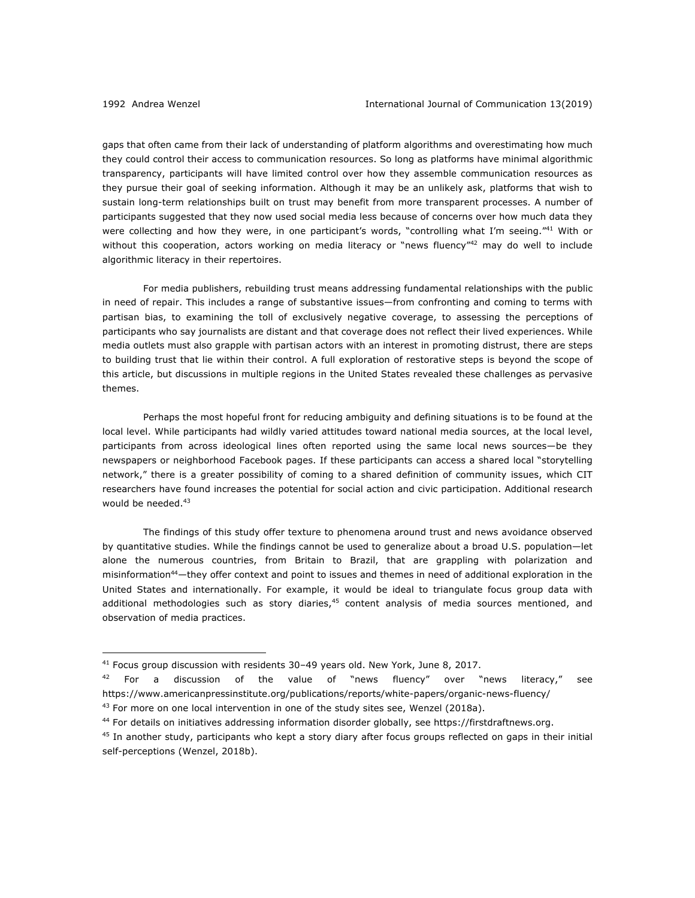gaps that often came from their lack of understanding of platform algorithms and overestimating how much they could control their access to communication resources. So long as platforms have minimal algorithmic transparency, participants will have limited control over how they assemble communication resources as they pursue their goal of seeking information. Although it may be an unlikely ask, platforms that wish to sustain long-term relationships built on trust may benefit from more transparent processes. A number of participants suggested that they now used social media less because of concerns over how much data they were collecting and how they were, in one participant's words, "controlling what I'm seeing."[41] With or without this cooperation, actors working on media literacy or "news fluency"[42] may do well to include algorithmic literacy in their repertoires.

For media publishers, rebuilding trust means addressing fundamental relationships with the public in need of repair. This includes a range of substantive issues—from confronting and coming to terms with partisan bias, to examining the toll of exclusively negative coverage, to assessing the perceptions of participants who say journalists are distant and that coverage does not reflect their lived experiences. While media outlets must also grapple with partisan actors with an interest in promoting distrust, there are steps to building trust that lie within their control. A full exploration of restorative steps is beyond the scope of this article, but discussions in multiple regions in the United States revealed these challenges as pervasive themes.

Perhaps the most hopeful front for reducing ambiguity and defining situations is to be found at the local level. While participants had wildly varied attitudes toward national media sources, at the local level, participants from across ideological lines often reported using the same local news sources—be they newspapers or neighborhood Facebook pages. If these participants can access a shared local "storytelling network," there is a greater possibility of coming to a shared definition of community issues, which CIT researchers have found increases the potential for social action and civic participation. Additional research would be needed.[43]

The findings of this study offer texture to phenomena around trust and news avoidance observed by quantitative studies. While the findings cannot be used to generalize about a broad U.S. population—let alone the numerous countries, from Britain to Brazil, that are grappling with polarization and misinformation[44]—they offer context and point to issues and themes in need of additional exploration in the United States and internationally. For example, it would be ideal to triangulate focus group data with additional methodologies such as story diaries,[45] content analysis of media sources mentioned, and observation of media practices.

---

[41] Focus group discussion with residents 30–49 years old. New York, June 8, 2017.

[42] For a discussion of the value of "news fluency" over "news literacy," see https://www.americanpressinstitute.org/publications/reports/white-papers/organic-news-fluency/

[43] For more on one local intervention in one of the study sites see, Wenzel (2018a).

[44] For details on initiatives addressing information disorder globally, see https://firstdraftnews.org.

[45] In another study, participants who kept a story diary after focus groups reflected on gaps in their initial self-perceptions (Wenzel, 2018b).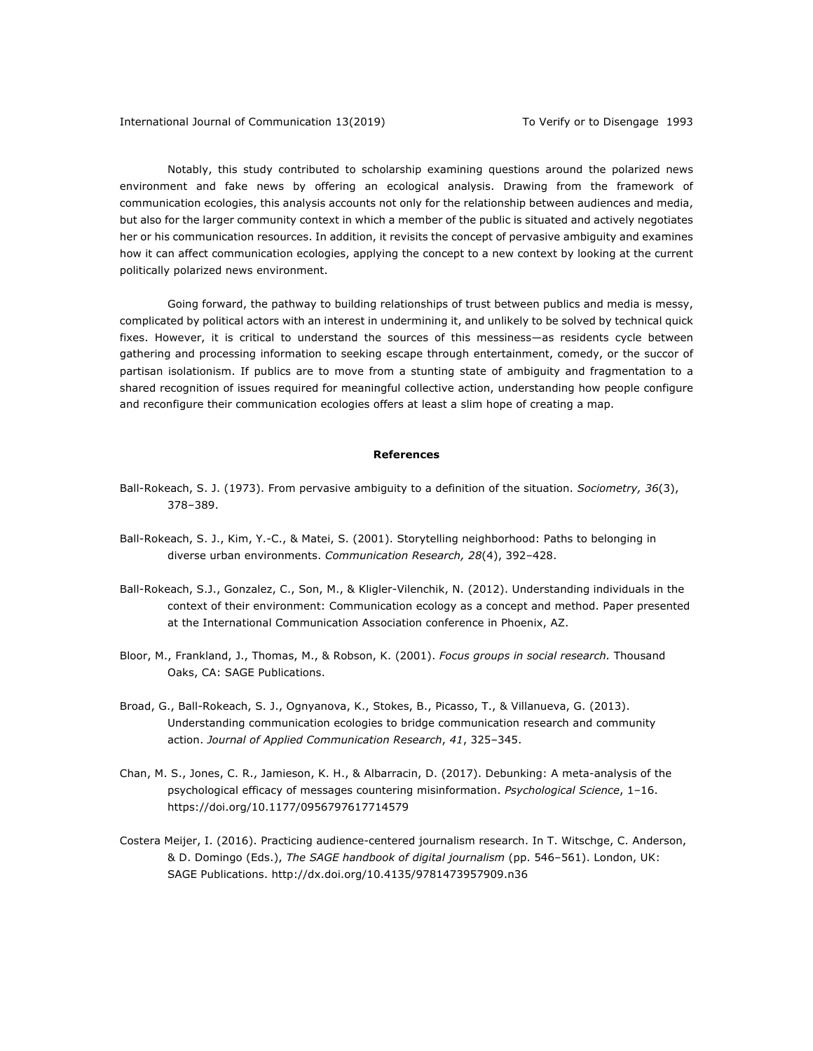Notably, this study contributed to scholarship examining questions around the polarized news environment and fake news by offering an ecological analysis. Drawing from the framework of communication ecologies, this analysis accounts not only for the relationship between audiences and media, but also for the larger community context in which a member of the public is situated and actively negotiates her or his communication resources. In addition, it revisits the concept of pervasive ambiguity and examines how it can affect communication ecologies, applying the concept to a new context by looking at the current politically polarized news environment.

Going forward, the pathway to building relationships of trust between publics and media is messy, complicated by political actors with an interest in undermining it, and unlikely to be solved by technical quick fixes. However, it is critical to understand the sources of this messiness—as residents cycle between gathering and processing information to seeking escape through entertainment, comedy, or the succor of partisan isolationism. If publics are to move from a stunting state of ambiguity and fragmentation to a shared recognition of issues required for meaningful collective action, understanding how people configure and reconfigure their communication ecologies offers at least a slim hope of creating a map.

## References

Ball-Rokeach, S. J. (1973). From pervasive ambiguity to a definition of the situation. *Sociometry, 36*(3), 378–389.

Ball-Rokeach, S. J., Kim, Y.-C., & Matei, S. (2001). Storytelling neighborhood: Paths to belonging in diverse urban environments. *Communication Research, 28*(4), 392–428.

Ball-Rokeach, S.J., Gonzalez, C., Son, M., & Kligler-Vilenchik, N. (2012). Understanding individuals in the context of their environment: Communication ecology as a concept and method. Paper presented at the International Communication Association conference in Phoenix, AZ.

Bloor, M., Frankland, J., Thomas, M., & Robson, K. (2001). *Focus groups in social research.* Thousand Oaks, CA: SAGE Publications.

Broad, G., Ball-Rokeach, S. J., Ognyanova, K., Stokes, B., Picasso, T., & Villanueva, G. (2013). Understanding communication ecologies to bridge communication research and community action. *Journal of Applied Communication Research*, *41*, 325–345.

Chan, M. S., Jones, C. R., Jamieson, K. H., & Albarracin, D. (2017). Debunking: A meta-analysis of the psychological efficacy of messages countering misinformation. *Psychological Science*, 1–16. https://doi.org/10.1177/0956797617714579

Costera Meijer, I. (2016). Practicing audience-centered journalism research. In T. Witschge, C. Anderson, & D. Domingo (Eds.), *The SAGE handbook of digital journalism* (pp. 546–561). London, UK: SAGE Publications. http://dx.doi.org/10.4135/9781473957909.n36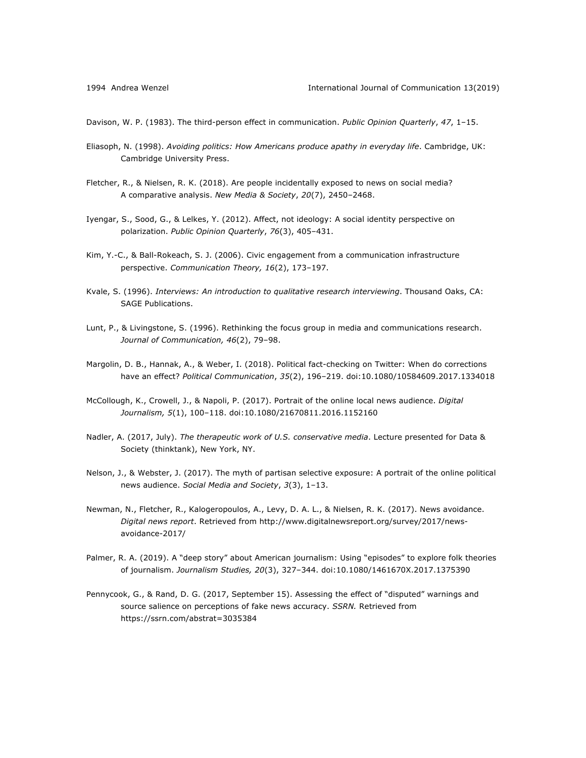Davison, W. P. (1983). The third-person effect in communication. *Public Opinion Quarterly*, *47*, 1–15.

Eliasoph, N. (1998). *Avoiding politics: How Americans produce apathy in everyday life*. Cambridge, UK: Cambridge University Press.

Fletcher, R., & Nielsen, R. K. (2018). Are people incidentally exposed to news on social media? A comparative analysis. *New Media & Society*, *20*(7), 2450–2468.

Iyengar, S., Sood, G., & Lelkes, Y. (2012). Affect, not ideology: A social identity perspective on polarization. *Public Opinion Quarterly*, *76*(3), 405–431.

Kim, Y.-C., & Ball-Rokeach, S. J. (2006). Civic engagement from a communication infrastructure perspective. *Communication Theory, 16*(2), 173–197.

Kvale, S. (1996). *Interviews: An introduction to qualitative research interviewing*. Thousand Oaks, CA: SAGE Publications.

Lunt, P., & Livingstone, S. (1996). Rethinking the focus group in media and communications research. *Journal of Communication, 46*(2), 79–98.

Margolin, D. B., Hannak, A., & Weber, I. (2018). Political fact-checking on Twitter: When do corrections have an effect? *Political Communication*, *35*(2), 196–219. doi:10.1080/10584609.2017.1334018

McCollough, K., Crowell, J., & Napoli, P. (2017). Portrait of the online local news audience. *Digital Journalism, 5*(1), 100–118. doi:10.1080/21670811.2016.1152160

Nadler, A. (2017, July). *The therapeutic work of U.S. conservative media*. Lecture presented for Data & Society (thinktank), New York, NY.

Nelson, J., & Webster, J. (2017). The myth of partisan selective exposure: A portrait of the online political news audience. *Social Media and Society*, *3*(3), 1–13.

Newman, N., Fletcher, R., Kalogeropoulos, A., Levy, D. A. L., & Nielsen, R. K. (2017). News avoidance. *Digital news report*. Retrieved from http://www.digitalnewsreport.org/survey/2017/news-avoidance-2017/

Palmer, R. A. (2019). A "deep story" about American journalism: Using "episodes" to explore folk theories of journalism. *Journalism Studies, 20*(3), 327–344. doi:10.1080/1461670X.2017.1375390

Pennycook, G., & Rand, D. G. (2017, September 15). Assessing the effect of "disputed" warnings and source salience on perceptions of fake news accuracy. *SSRN.* Retrieved from https://ssrn.com/abstrat=3035384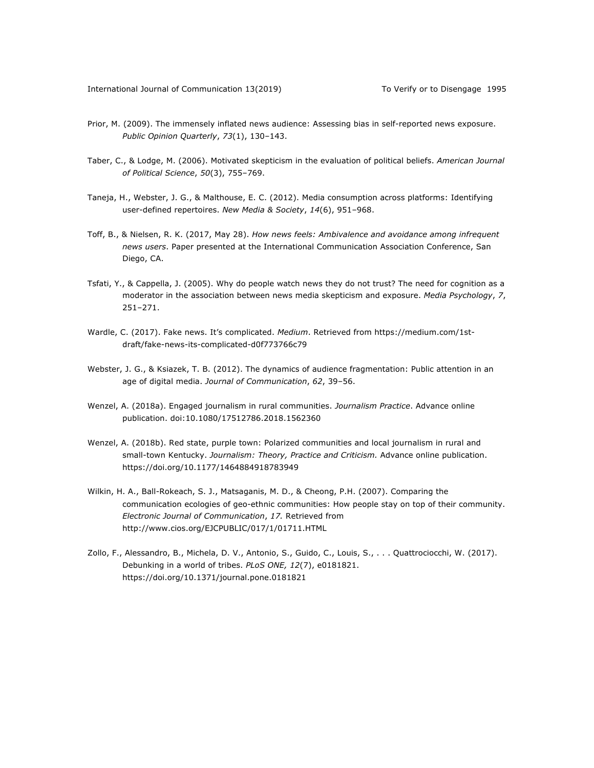Prior, M. (2009). The immensely inflated news audience: Assessing bias in self-reported news exposure. *Public Opinion Quarterly*, *73*(1), 130–143.

Taber, C., & Lodge, M. (2006). Motivated skepticism in the evaluation of political beliefs. *American Journal of Political Science*, *50*(3), 755–769.

Taneja, H., Webster, J. G., & Malthouse, E. C. (2012). Media consumption across platforms: Identifying user-defined repertoires. *New Media & Society*, *14*(6), 951–968.

Toff, B., & Nielsen, R. K. (2017, May 28). *How news feels: Ambivalence and avoidance among infrequent news users*. Paper presented at the International Communication Association Conference, San Diego, CA.

Tsfati, Y., & Cappella, J. (2005). Why do people watch news they do not trust? The need for cognition as a moderator in the association between news media skepticism and exposure. *Media Psychology*, *7*, 251–271.

Wardle, C. (2017). Fake news. It's complicated. *Medium*. Retrieved from https://medium.com/1st-draft/fake-news-its-complicated-d0f773766c79

Webster, J. G., & Ksiazek, T. B. (2012). The dynamics of audience fragmentation: Public attention in an age of digital media. *Journal of Communication*, *62*, 39–56.

Wenzel, A. (2018a). Engaged journalism in rural communities. *Journalism Practice*. Advance online publication. doi:10.1080/17512786.2018.1562360

Wenzel, A. (2018b). Red state, purple town: Polarized communities and local journalism in rural and small-town Kentucky. *Journalism: Theory, Practice and Criticism.* Advance online publication. https://doi.org/10.1177/1464884918783949

Wilkin, H. A., Ball-Rokeach, S. J., Matsaganis, M. D., & Cheong, P.H. (2007). Comparing the communication ecologies of geo-ethnic communities: How people stay on top of their community. *Electronic Journal of Communication*, *17.* Retrieved from http://www.cios.org/EJCPUBLIC/017/1/01711.HTML

Zollo, F., Alessandro, B., Michela, D. V., Antonio, S., Guido, C., Louis, S., . . . Quattrociocchi, W. (2017). Debunking in a world of tribes. *PLoS ONE, 12*(7), e0181821. https://doi.org/10.1371/journal.pone.0181821